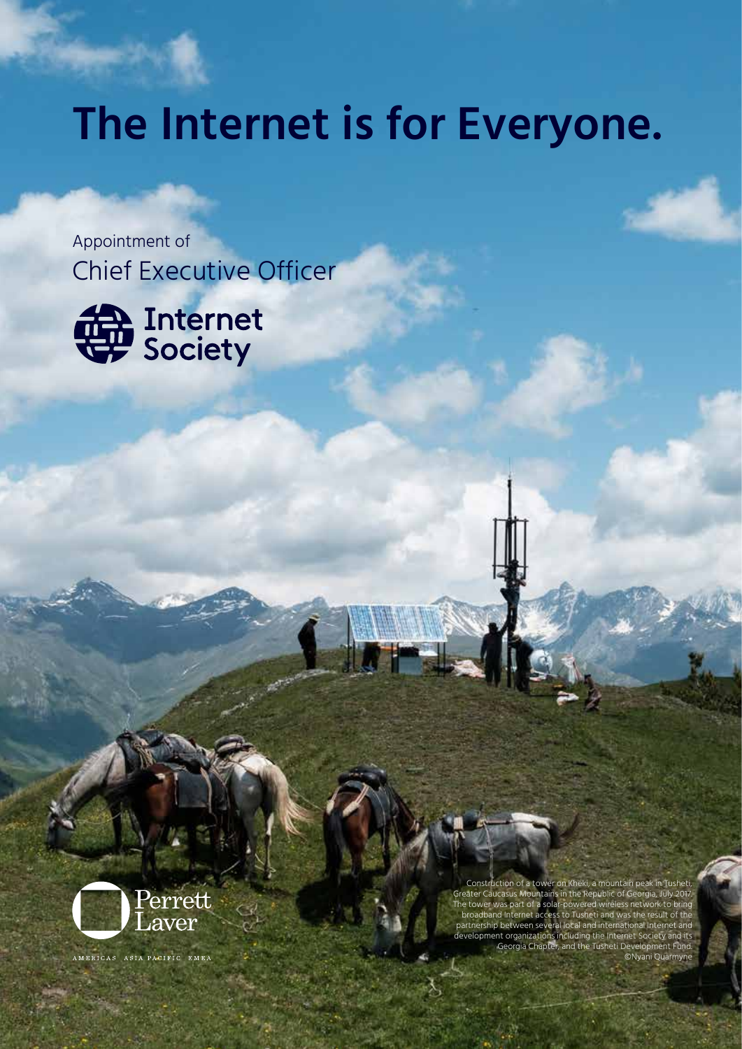# The Internet is for Everyone.

Appointment of

Chief Executive Officer

Internet Society

Perrett Laver

AMERICAS ASIA PACIFIC EMEA

Construction of a tower on Kheki, a mountain peak in Tusheti, Greater Caucasus Mountains in the Republic of Georgia, July 2017. The tower was part of a solar-powered wireless network to bring broadband Internet access to Tusheti and was the result of the partnership between several local and international Internet and development organizations including the Internet Society and its Georgia Chapter, and the Tusheti Development Fund. ©Nyani Quarmyne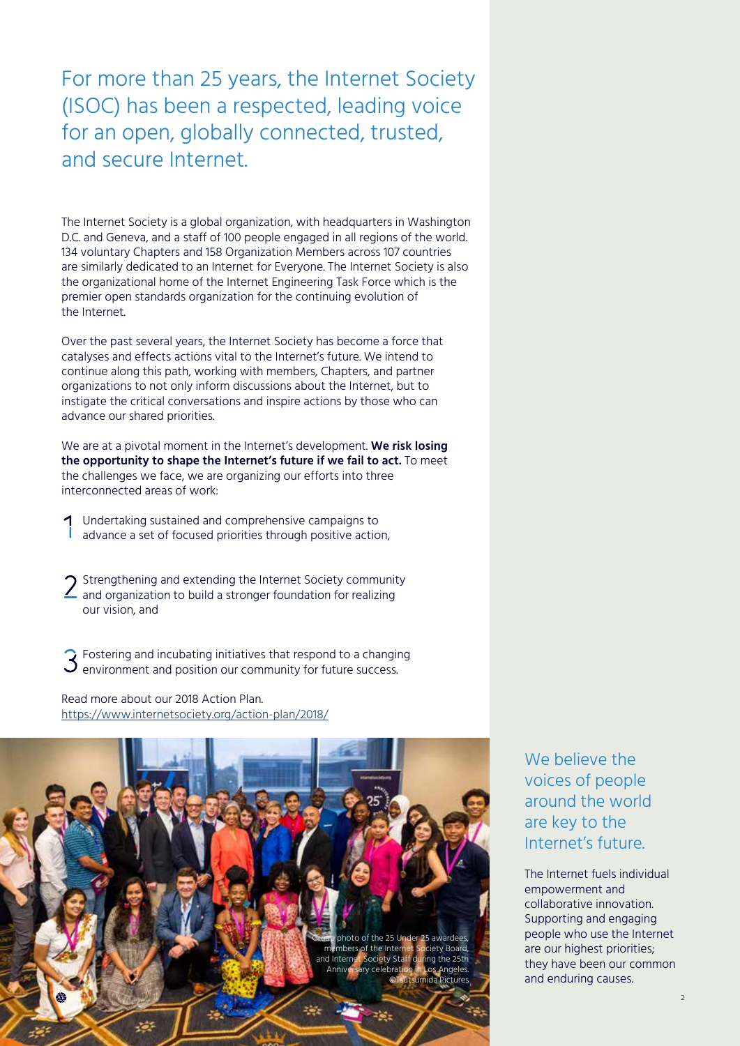## For more than 25 years, the Internet Society (ISOC) has been a respected, leading voice for an open, globally connected, trusted, and secure Internet.

The Internet Society is a global organization, with headquarters in Washington D.C. and Geneva, and a staff of 100 people engaged in all regions of the world. 134 voluntary Chapters and 158 Organization Members across 107 countries are similarly dedicated to an Internet for Everyone. The Internet Society is also the organizational home of the Internet Engineering Task Force which is the premier open standards organization for the continuing evolution of the Internet.

Over the past several years, the Internet Society has become a force that catalyses and effects actions vital to the Internet's future. We intend to continue along this path, working with members, Chapters, and partner organizations to not only inform discussions about the Internet, but to instigate the critical conversations and inspire actions by those who can advance our shared priorities.

We are at a pivotal moment in the Internet's development. **We risk losing the opportunity to shape the Internet's future if we fail to act.** To meet the challenges we face, we are organizing our efforts into three interconnected areas of work:

1. Undertaking sustained and comprehensive campaigns to advance a set of focused priorities through positive action,
2. Strengthening and extending the Internet Society community and organization to build a stronger foundation for realizing our vision, and
3. Fostering and incubating initiatives that respond to a changing environment and position our community for future success.

Read more about our 2018 Action Plan.
https://www.internetsociety.org/action-plan/2018/

Group photo of the 25 Under 25 awardees, members of the Internet Society Board, and Internet Society Staff during the 25th Anniversary celebration in Los Angeles. ©Tsutsumida Pictures

### We believe the voices of people around the world are key to the Internet's future.

The Internet fuels individual empowerment and collaborative innovation. Supporting and engaging people who use the Internet are our highest priorities; they have been our common and enduring causes.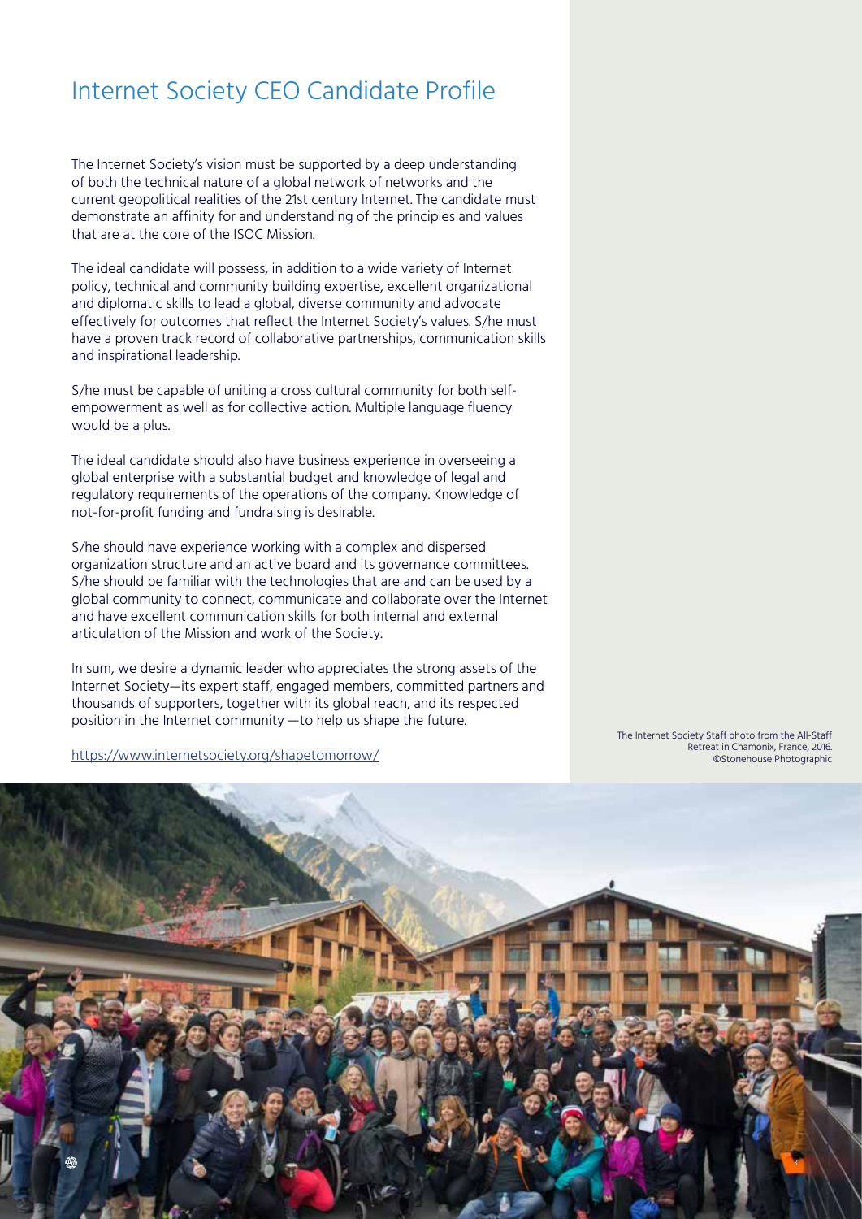# Internet Society CEO Candidate Profile

The Internet Society's vision must be supported by a deep understanding of both the technical nature of a global network of networks and the current geopolitical realities of the 21st century Internet. The candidate must demonstrate an affinity for and understanding of the principles and values that are at the core of the ISOC Mission.

The ideal candidate will possess, in addition to a wide variety of Internet policy, technical and community building expertise, excellent organizational and diplomatic skills to lead a global, diverse community and advocate effectively for outcomes that reflect the Internet Society's values. S/he must have a proven track record of collaborative partnerships, communication skills and inspirational leadership.

S/he must be capable of uniting a cross cultural community for both self-empowerment as well as for collective action. Multiple language fluency would be a plus.

The ideal candidate should also have business experience in overseeing a global enterprise with a substantial budget and knowledge of legal and regulatory requirements of the operations of the company. Knowledge of not-for-profit funding and fundraising is desirable.

S/he should have experience working with a complex and dispersed organization structure and an active board and its governance committees. S/he should be familiar with the technologies that are and can be used by a global community to connect, communicate and collaborate over the Internet and have excellent communication skills for both internal and external articulation of the Mission and work of the Society.

In sum, we desire a dynamic leader who appreciates the strong assets of the Internet Society—its expert staff, engaged members, committed partners and thousands of supporters, together with its global reach, and its respected position in the Internet community —to help us shape the future.

https://www.internetsociety.org/shapetomorrow/

The Internet Society Staff photo from the All-Staff Retreat in Chamonix, France, 2016. ©Stonehouse Photographic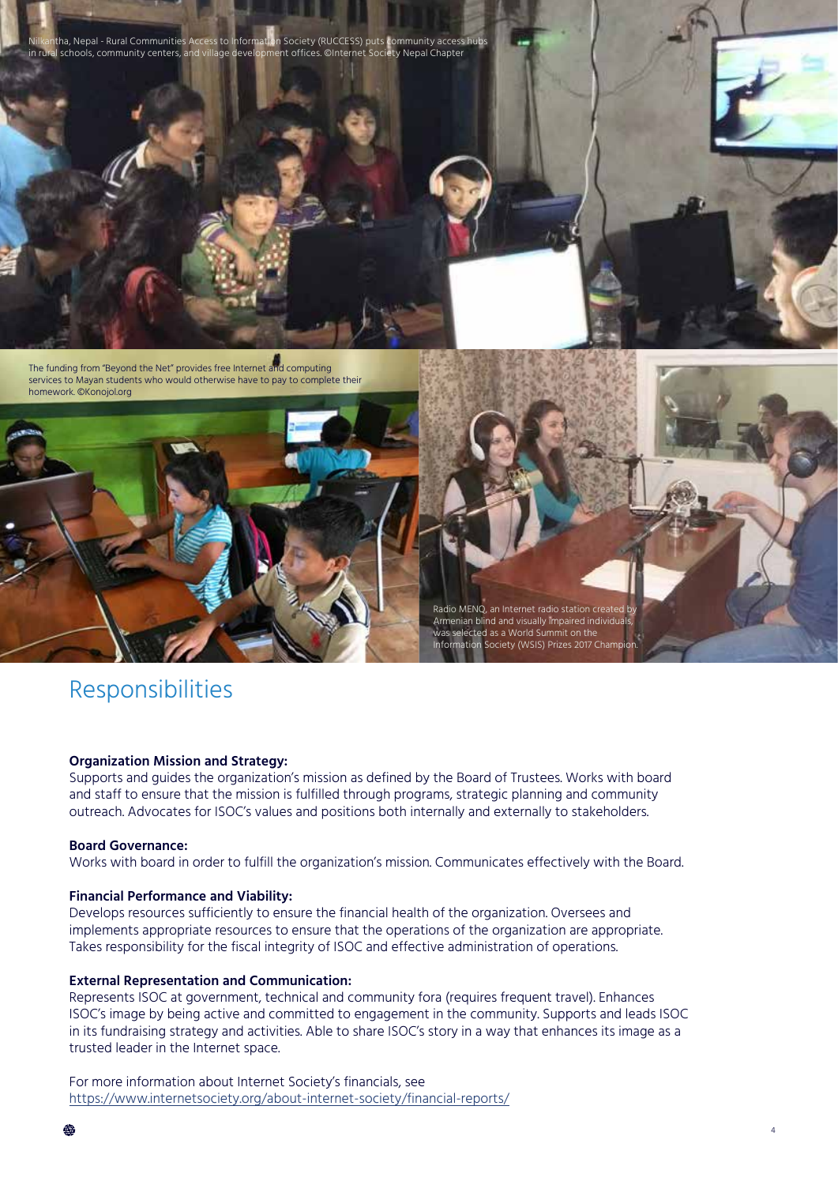Nilkantha, Nepal - Rural Communities Access to Information Society (RUCCESS) puts community access hubs in rural schools, community centers, and village development offices. ©Internet Society Nepal Chapter

The funding from "Beyond the Net" provides free Internet and computing services to Mayan students who would otherwise have to pay to complete their homework. ©Konojol.org

Radio MENQ, an Internet radio station created by Armenian blind and visually impaired individuals, was selected as a World Summit on the Information Society (WSIS) Prizes 2017 Champion.

# Responsibilities

**Organization Mission and Strategy:**
Supports and guides the organization's mission as defined by the Board of Trustees. Works with board and staff to ensure that the mission is fulfilled through programs, strategic planning and community outreach. Advocates for ISOC's values and positions both internally and externally to stakeholders.

**Board Governance:**
Works with board in order to fulfill the organization's mission. Communicates effectively with the Board.

**Financial Performance and Viability:**
Develops resources sufficiently to ensure the financial health of the organization. Oversees and implements appropriate resources to ensure that the operations of the organization are appropriate. Takes responsibility for the fiscal integrity of ISOC and effective administration of operations.

**External Representation and Communication:**
Represents ISOC at government, technical and community fora (requires frequent travel). Enhances ISOC's image by being active and committed to engagement in the community. Supports and leads ISOC in its fundraising strategy and activities. Able to share ISOC's story in a way that enhances its image as a trusted leader in the Internet space.

For more information about Internet Society's financials, see
https://www.internetsociety.org/about-internet-society/financial-reports/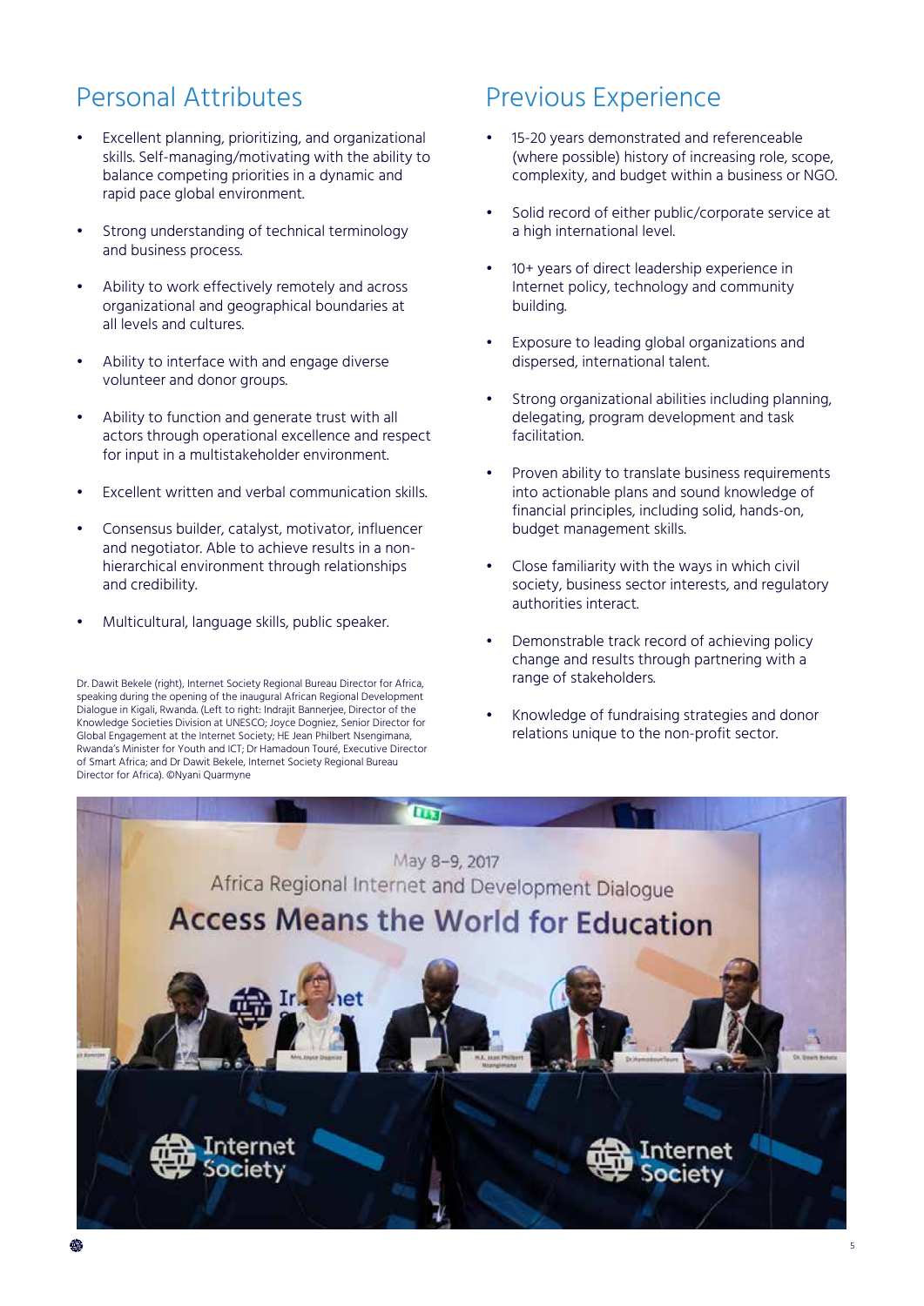## Personal Attributes

- Excellent planning, prioritizing, and organizational skills. Self-managing/motivating with the ability to balance competing priorities in a dynamic and rapid pace global environment.
- Strong understanding of technical terminology and business process.
- Ability to work effectively remotely and across organizational and geographical boundaries at all levels and cultures.
- Ability to interface with and engage diverse volunteer and donor groups.
- Ability to function and generate trust with all actors through operational excellence and respect for input in a multistakeholder environment.
- Excellent written and verbal communication skills.
- Consensus builder, catalyst, motivator, influencer and negotiator. Able to achieve results in a non-hierarchical environment through relationships and credibility.
- Multicultural, language skills, public speaker.

Dr. Dawit Bekele (right), Internet Society Regional Bureau Director for Africa, speaking during the opening of the inaugural African Regional Development Dialogue in Kigali, Rwanda. (Left to right: Indrajit Bannerjee, Director of the Knowledge Societies Division at UNESCO; Joyce Dogniez, Senior Director for Global Engagement at the Internet Society; HE Jean Philbert Nsengimana, Rwanda's Minister for Youth and ICT; Dr Hamadoun Touré, Executive Director of Smart Africa; and Dr Dawit Bekele, Internet Society Regional Bureau Director for Africa). ©Nyani Quarmyne

## Previous Experience

- 15-20 years demonstrated and referenceable (where possible) history of increasing role, scope, complexity, and budget within a business or NGO.
- Solid record of either public/corporate service at a high international level.
- 10+ years of direct leadership experience in Internet policy, technology and community building.
- Exposure to leading global organizations and dispersed, international talent.
- Strong organizational abilities including planning, delegating, program development and task facilitation.
- Proven ability to translate business requirements into actionable plans and sound knowledge of financial principles, including solid, hands-on, budget management skills.
- Close familiarity with the ways in which civil society, business sector interests, and regulatory authorities interact.
- Demonstrable track record of achieving policy change and results through partnering with a range of stakeholders.
- Knowledge of fundraising strategies and donor relations unique to the non-profit sector.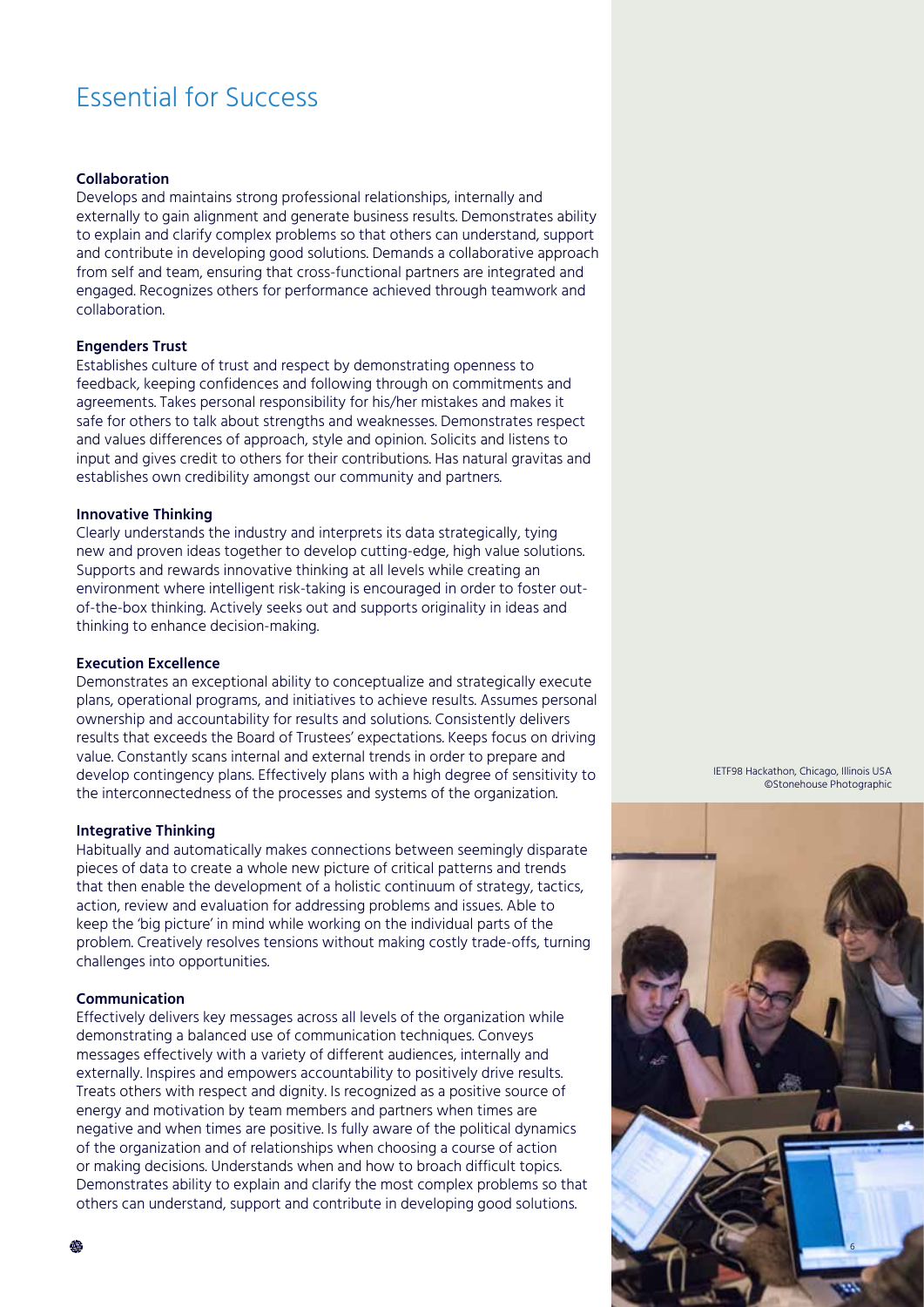# Essential for Success

**Collaboration**

Develops and maintains strong professional relationships, internally and externally to gain alignment and generate business results. Demonstrates ability to explain and clarify complex problems so that others can understand, support and contribute in developing good solutions. Demands a collaborative approach from self and team, ensuring that cross-functional partners are integrated and engaged. Recognizes others for performance achieved through teamwork and collaboration.

**Engenders Trust**

Establishes culture of trust and respect by demonstrating openness to feedback, keeping confidences and following through on commitments and agreements. Takes personal responsibility for his/her mistakes and makes it safe for others to talk about strengths and weaknesses. Demonstrates respect and values differences of approach, style and opinion. Solicits and listens to input and gives credit to others for their contributions. Has natural gravitas and establishes own credibility amongst our community and partners.

**Innovative Thinking**

Clearly understands the industry and interprets its data strategically, tying new and proven ideas together to develop cutting-edge, high value solutions. Supports and rewards innovative thinking at all levels while creating an environment where intelligent risk-taking is encouraged in order to foster out-of-the-box thinking. Actively seeks out and supports originality in ideas and thinking to enhance decision-making.

**Execution Excellence**

Demonstrates an exceptional ability to conceptualize and strategically execute plans, operational programs, and initiatives to achieve results. Assumes personal ownership and accountability for results and solutions. Consistently delivers results that exceeds the Board of Trustees' expectations. Keeps focus on driving value. Constantly scans internal and external trends in order to prepare and develop contingency plans. Effectively plans with a high degree of sensitivity to the interconnectedness of the processes and systems of the organization.

**Integrative Thinking**

Habitually and automatically makes connections between seemingly disparate pieces of data to create a whole new picture of critical patterns and trends that then enable the development of a holistic continuum of strategy, tactics, action, review and evaluation for addressing problems and issues. Able to keep the 'big picture' in mind while working on the individual parts of the problem. Creatively resolves tensions without making costly trade-offs, turning challenges into opportunities.

**Communication**

Effectively delivers key messages across all levels of the organization while demonstrating a balanced use of communication techniques. Conveys messages effectively with a variety of different audiences, internally and externally. Inspires and empowers accountability to positively drive results. Treats others with respect and dignity. Is recognized as a positive source of energy and motivation by team members and partners when times are negative and when times are positive. Is fully aware of the political dynamics of the organization and of relationships when choosing a course of action or making decisions. Understands when and how to broach difficult topics. Demonstrates ability to explain and clarify the most complex problems so that others can understand, support and contribute in developing good solutions.

IETF98 Hackathon, Chicago, Illinois USA
©Stonehouse Photographic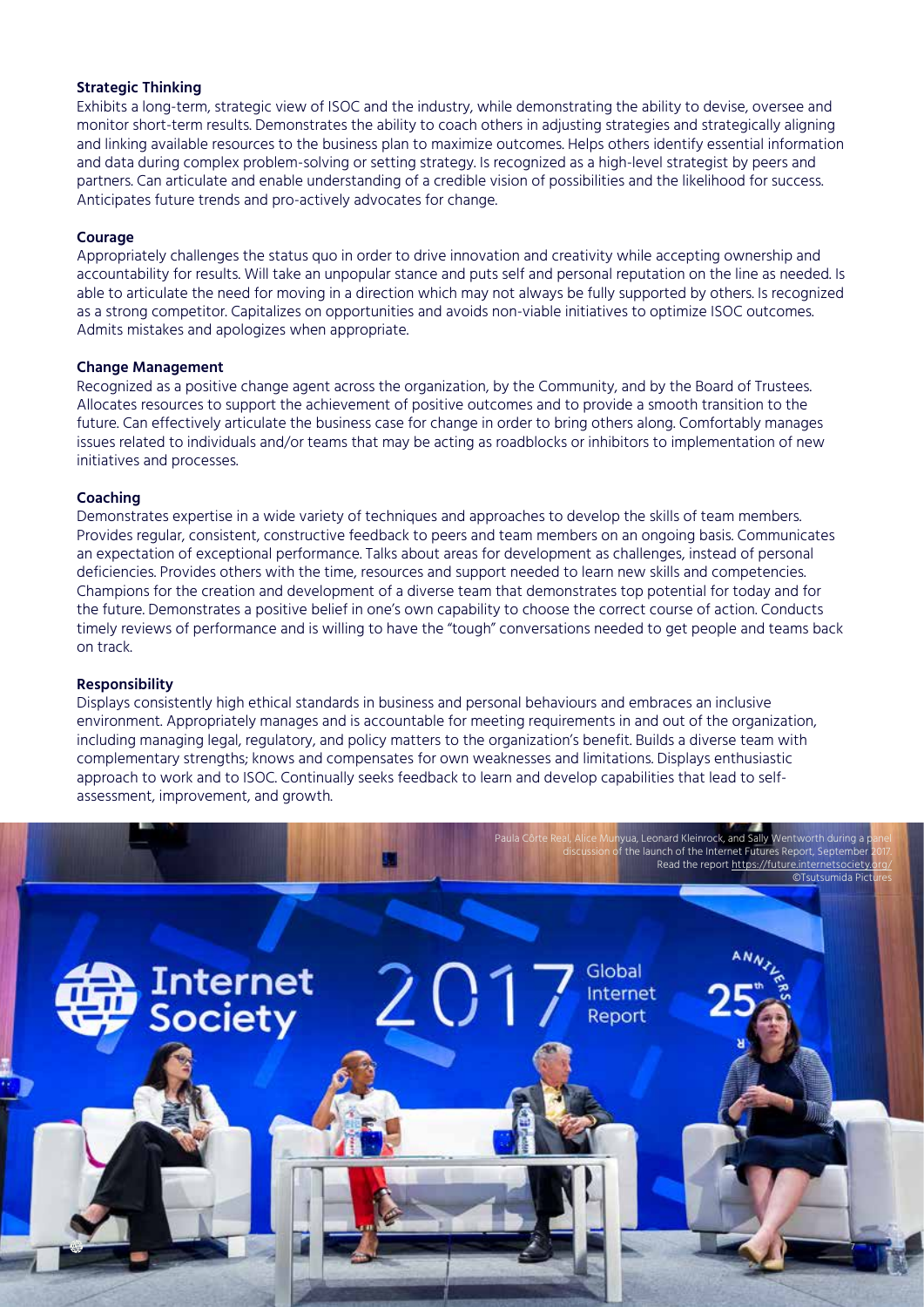**Strategic Thinking**

Exhibits a long-term, strategic view of ISOC and the industry, while demonstrating the ability to devise, oversee and monitor short-term results. Demonstrates the ability to coach others in adjusting strategies and strategically aligning and linking available resources to the business plan to maximize outcomes. Helps others identify essential information and data during complex problem-solving or setting strategy. Is recognized as a high-level strategist by peers and partners. Can articulate and enable understanding of a credible vision of possibilities and the likelihood for success. Anticipates future trends and pro-actively advocates for change.

**Courage**

Appropriately challenges the status quo in order to drive innovation and creativity while accepting ownership and accountability for results. Will take an unpopular stance and puts self and personal reputation on the line as needed. Is able to articulate the need for moving in a direction which may not always be fully supported by others. Is recognized as a strong competitor. Capitalizes on opportunities and avoids non-viable initiatives to optimize ISOC outcomes. Admits mistakes and apologizes when appropriate.

**Change Management**

Recognized as a positive change agent across the organization, by the Community, and by the Board of Trustees. Allocates resources to support the achievement of positive outcomes and to provide a smooth transition to the future. Can effectively articulate the business case for change in order to bring others along. Comfortably manages issues related to individuals and/or teams that may be acting as roadblocks or inhibitors to implementation of new initiatives and processes.

**Coaching**

Demonstrates expertise in a wide variety of techniques and approaches to develop the skills of team members. Provides regular, consistent, constructive feedback to peers and team members on an ongoing basis. Communicates an expectation of exceptional performance. Talks about areas for development as challenges, instead of personal deficiencies. Provides others with the time, resources and support needed to learn new skills and competencies. Champions for the creation and development of a diverse team that demonstrates top potential for today and for the future. Demonstrates a positive belief in one's own capability to choose the correct course of action. Conducts timely reviews of performance and is willing to have the "tough" conversations needed to get people and teams back on track.

**Responsibility**

Displays consistently high ethical standards in business and personal behaviours and embraces an inclusive environment. Appropriately manages and is accountable for meeting requirements in and out of the organization, including managing legal, regulatory, and policy matters to the organization's benefit. Builds a diverse team with complementary strengths; knows and compensates for own weaknesses and limitations. Displays enthusiastic approach to work and to ISOC. Continually seeks feedback to learn and develop capabilities that lead to self-assessment, improvement, and growth.

Paula Côrte Real, Alice Munyua, Leonard Kleinrock, and Sally Wentworth during a panel discussion of the launch of the Internet Futures Report, September 2017. Read the report https://future.internetsociety.org/ ©Tsutsumida Pictures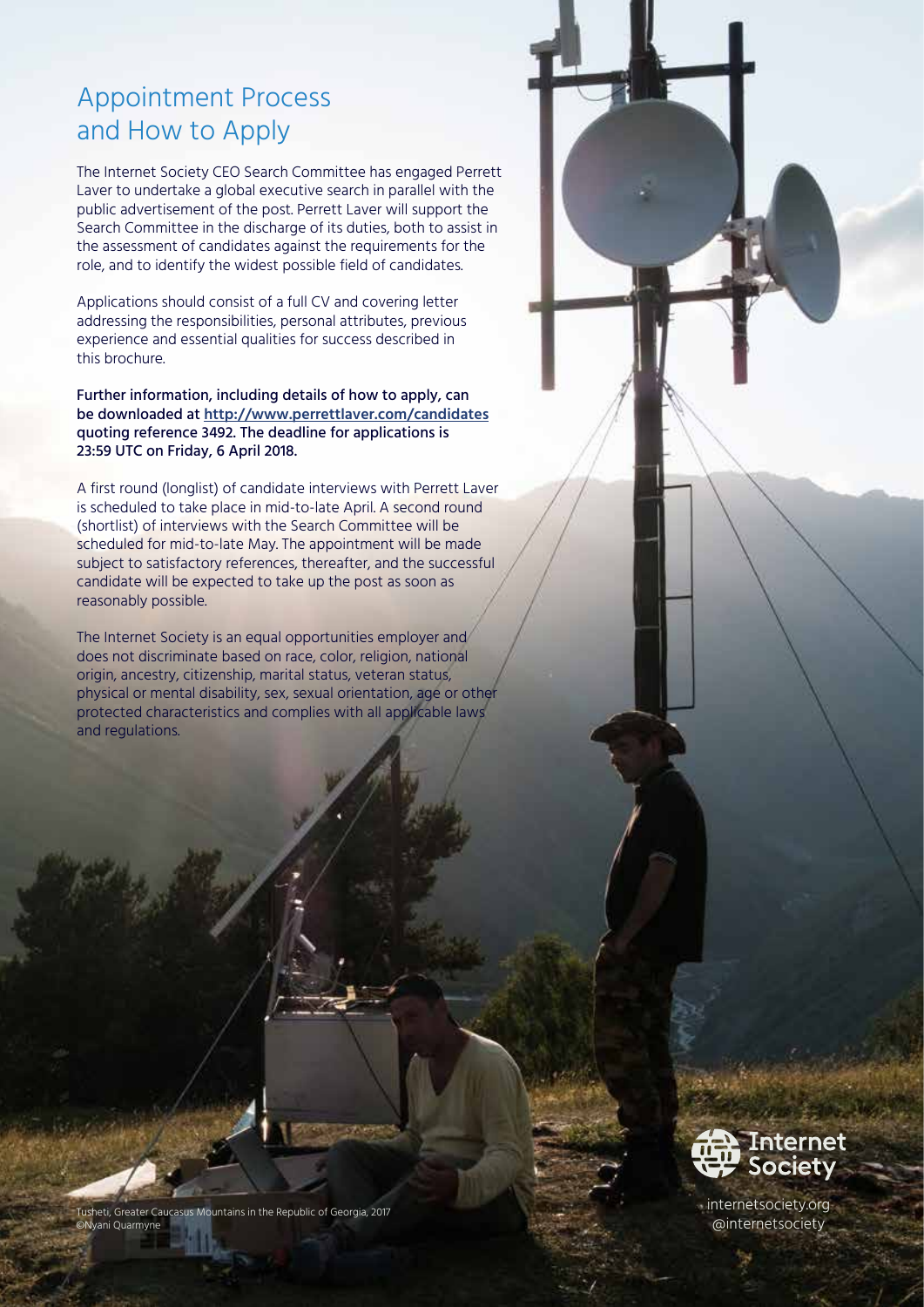## Appointment Process and How to Apply

The Internet Society CEO Search Committee has engaged Perrett Laver to undertake a global executive search in parallel with the public advertisement of the post. Perrett Laver will support the Search Committee in the discharge of its duties, both to assist in the assessment of candidates against the requirements for the role, and to identify the widest possible field of candidates.

Applications should consist of a full CV and covering letter addressing the responsibilities, personal attributes, previous experience and essential qualities for success described in this brochure.

**Further information, including details of how to apply, can be downloaded at [http://www.perrettlaver.com/candidates](http://www.perrettlaver.com/candidates) quoting reference 3492. The deadline for applications is 23:59 UTC on Friday, 6 April 2018.**

A first round (longlist) of candidate interviews with Perrett Laver is scheduled to take place in mid-to-late April. A second round (shortlist) of interviews with the Search Committee will be scheduled for mid-to-late May. The appointment will be made subject to satisfactory references, thereafter, and the successful candidate will be expected to take up the post as soon as reasonably possible.

The Internet Society is an equal opportunities employer and does not discriminate based on race, color, religion, national origin, ancestry, citizenship, marital status, veteran status, physical or mental disability, sex, sexual orientation, age or other protected characteristics and complies with all applicable laws and regulations.

Tusheti, Greater Caucasus Mountains in the Republic of Georgia, 2017
©Nyani Quarmyne

Internet Society
internetsociety.org
@internetsociety